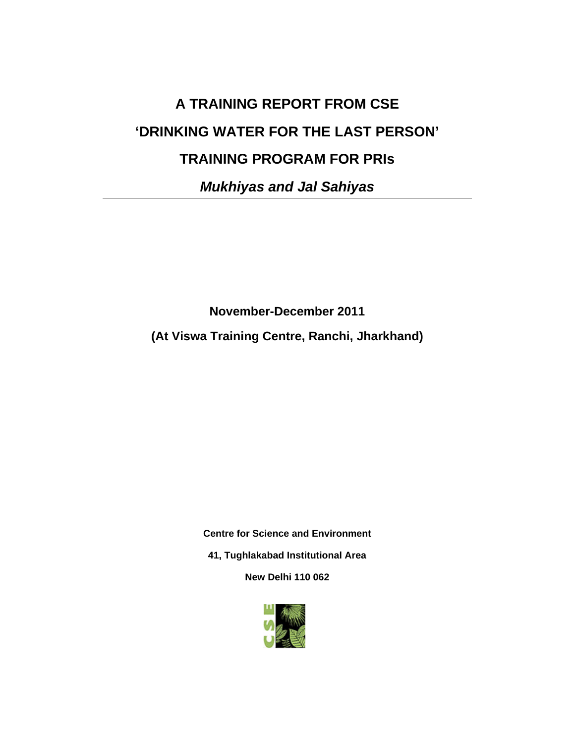# A TRAINING REPORT FROM CSE

# 'DRINKING WATER FOR THE LAST PERSON'

# TRAINING PROGRAM FOR PRIs

## *Mukhiyas and Jal Sahiyas*

**November-December 2011**

**(At Viswa Training Centre, Ranchi, Jharkhand)**

**Centre for Science and Environment**

**41, Tughlakabad Institutional Area**

**New Delhi 110 062**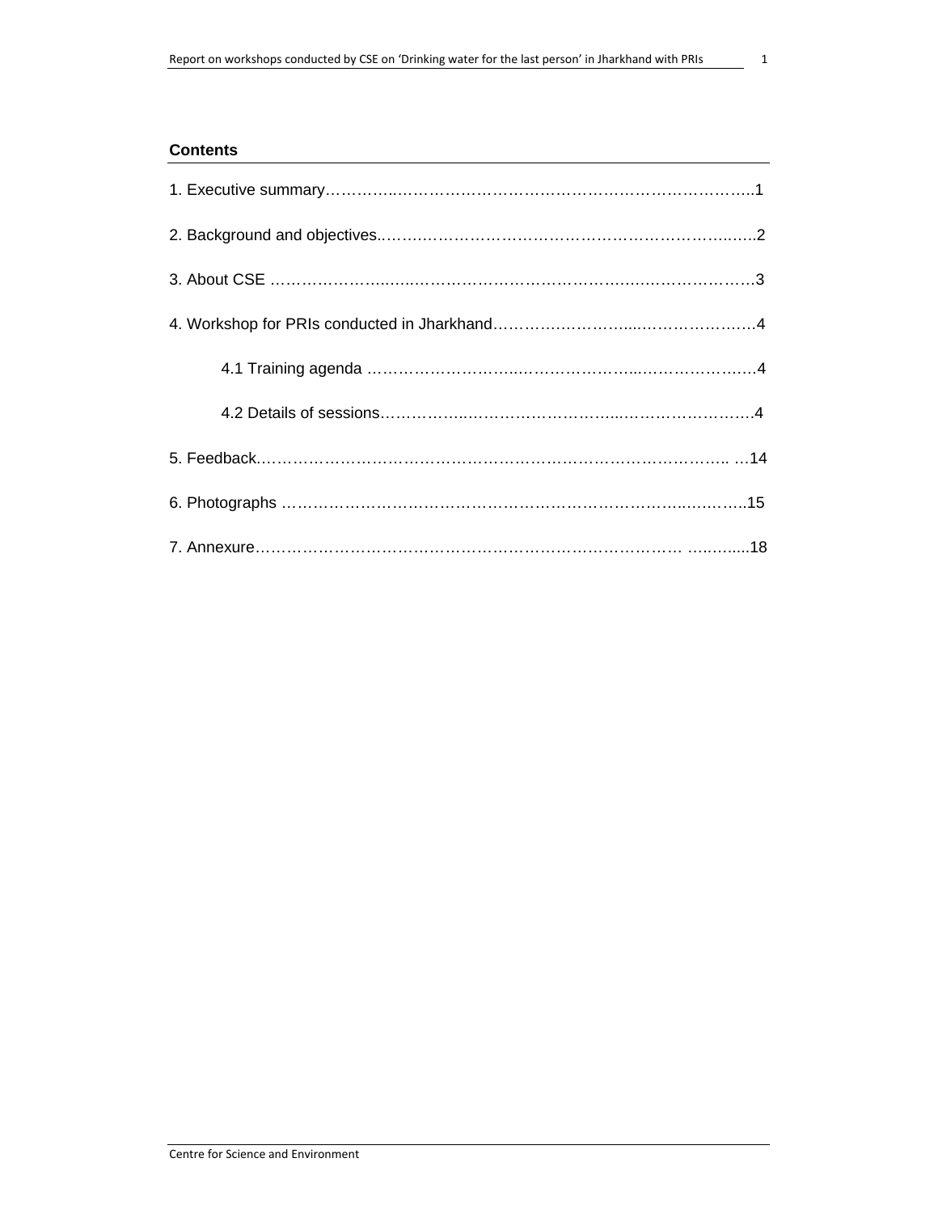**Contents**

1. Executive summary……………..……………………………………………………………..1

2. Background and objectives..…………………………………………………………..…..2

3. About CSE ………………….…..…………………………………………….….…………….3

4. Workshop for PRIs conducted in Jharkhand…………………………....…………………4

   4.1 Training agenda …………………………..……………………...………………….4

   4.2 Details of sessions……………..……………………….....…………………….4

5. Feedback……………………………………………………………………………………. …14

6. Photographs …………………………………………………………………………..…..…..15

7. Annexure…………………………………………………………………………… ……......18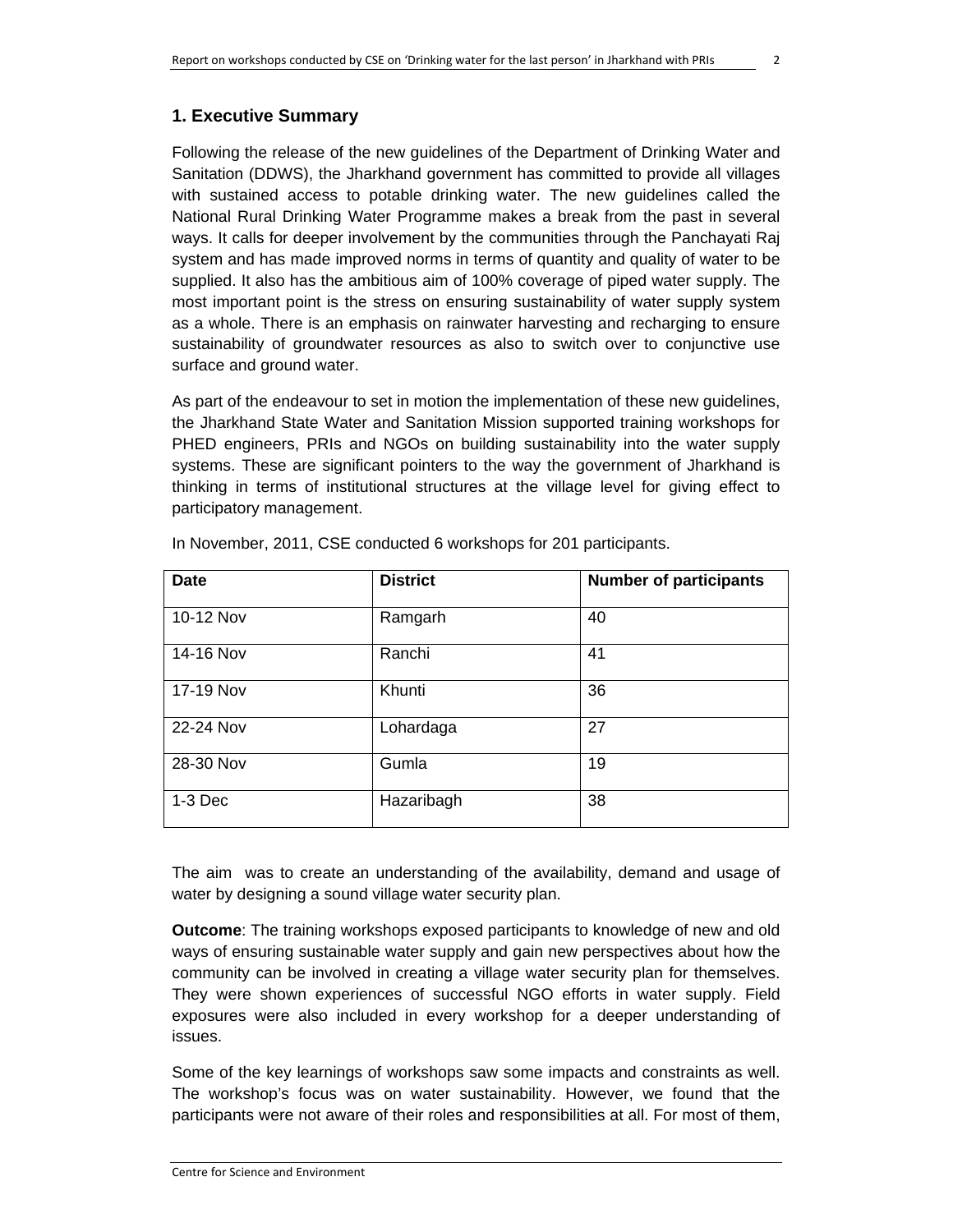## 1. Executive Summary

Following the release of the new guidelines of the Department of Drinking Water and Sanitation (DDWS), the Jharkhand government has committed to provide all villages with sustained access to potable drinking water. The new guidelines called the National Rural Drinking Water Programme makes a break from the past in several ways. It calls for deeper involvement by the communities through the Panchayati Raj system and has made improved norms in terms of quantity and quality of water to be supplied. It also has the ambitious aim of 100% coverage of piped water supply. The most important point is the stress on ensuring sustainability of water supply system as a whole. There is an emphasis on rainwater harvesting and recharging to ensure sustainability of groundwater resources as also to switch over to conjunctive use surface and ground water.

As part of the endeavour to set in motion the implementation of these new guidelines, the Jharkhand State Water and Sanitation Mission supported training workshops for PHED engineers, PRIs and NGOs on building sustainability into the water supply systems. These are significant pointers to the way the government of Jharkhand is thinking in terms of institutional structures at the village level for giving effect to participatory management.

In November, 2011, CSE conducted 6 workshops for 201 participants.

| Date | District | Number of participants |
|---|---|---|
| 10-12 Nov | Ramgarh | 40 |
| 14-16 Nov | Ranchi | 41 |
| 17-19 Nov | Khunti | 36 |
| 22-24 Nov | Lohardaga | 27 |
| 28-30 Nov | Gumla | 19 |
| 1-3 Dec | Hazaribagh | 38 |

The aim was to create an understanding of the availability, demand and usage of water by designing a sound village water security plan.

**Outcome**: The training workshops exposed participants to knowledge of new and old ways of ensuring sustainable water supply and gain new perspectives about how the community can be involved in creating a village water security plan for themselves. They were shown experiences of successful NGO efforts in water supply. Field exposures were also included in every workshop for a deeper understanding of issues.

Some of the key learnings of workshops saw some impacts and constraints as well. The workshop's focus was on water sustainability. However, we found that the participants were not aware of their roles and responsibilities at all. For most of them,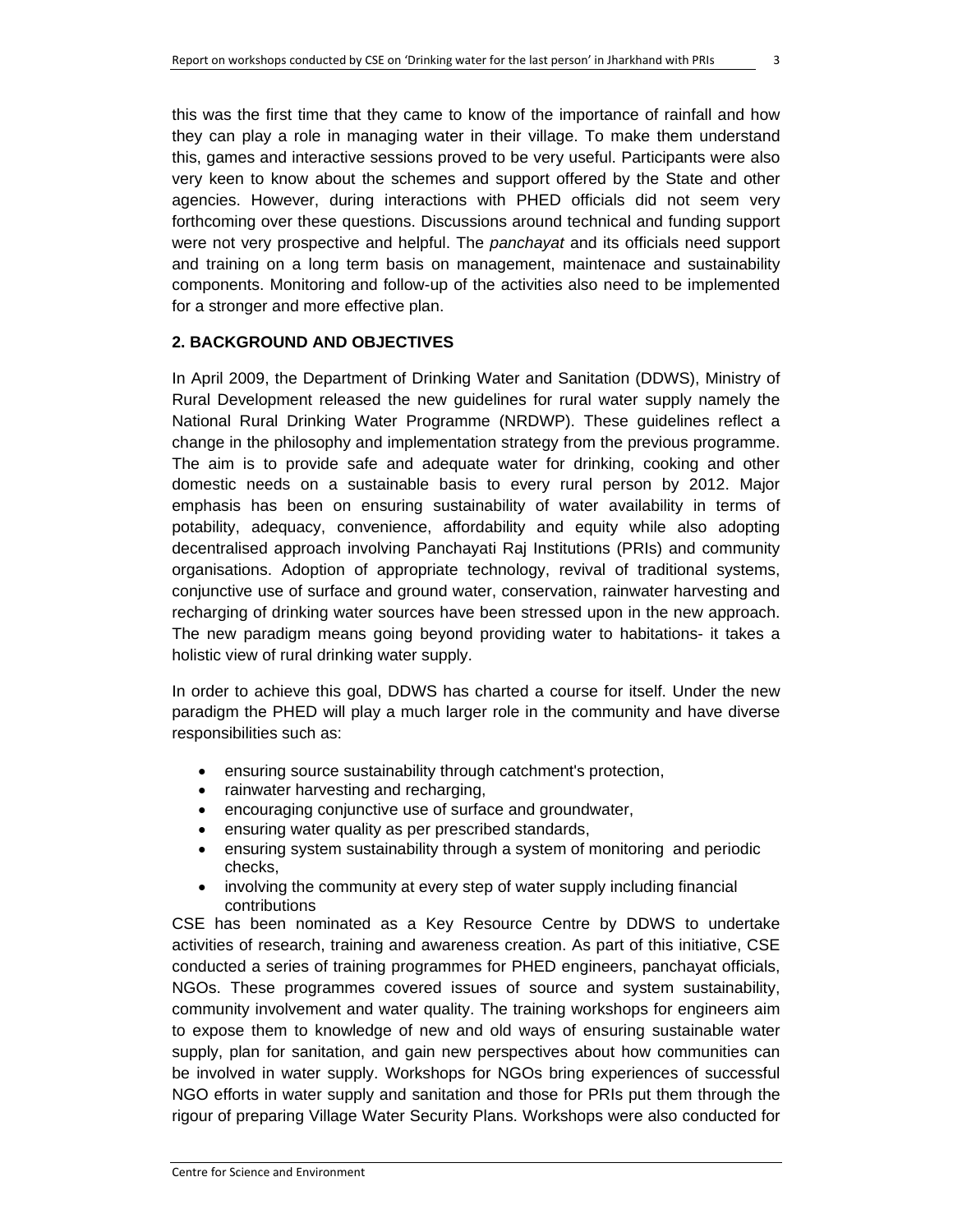this was the first time that they came to know of the importance of rainfall and how they can play a role in managing water in their village. To make them understand this, games and interactive sessions proved to be very useful. Participants were also very keen to know about the schemes and support offered by the State and other agencies. However, during interactions with PHED officials did not seem very forthcoming over these questions. Discussions around technical and funding support were not very prospective and helpful. The *panchayat* and its officials need support and training on a long term basis on management, maintenace and sustainability components. Monitoring and follow-up of the activities also need to be implemented for a stronger and more effective plan.

## 2. BACKGROUND AND OBJECTIVES

In April 2009, the Department of Drinking Water and Sanitation (DDWS), Ministry of Rural Development released the new guidelines for rural water supply namely the National Rural Drinking Water Programme (NRDWP). These guidelines reflect a change in the philosophy and implementation strategy from the previous programme. The aim is to provide safe and adequate water for drinking, cooking and other domestic needs on a sustainable basis to every rural person by 2012. Major emphasis has been on ensuring sustainability of water availability in terms of potability, adequacy, convenience, affordability and equity while also adopting decentralised approach involving Panchayati Raj Institutions (PRIs) and community organisations. Adoption of appropriate technology, revival of traditional systems, conjunctive use of surface and ground water, conservation, rainwater harvesting and recharging of drinking water sources have been stressed upon in the new approach. The new paradigm means going beyond providing water to habitations- it takes a holistic view of rural drinking water supply.

In order to achieve this goal, DDWS has charted a course for itself. Under the new paradigm the PHED will play a much larger role in the community and have diverse responsibilities such as:

- ensuring source sustainability through catchment's protection,
- rainwater harvesting and recharging,
- encouraging conjunctive use of surface and groundwater,
- ensuring water quality as per prescribed standards,
- ensuring system sustainability through a system of monitoring and periodic checks,
- involving the community at every step of water supply including financial contributions

CSE has been nominated as a Key Resource Centre by DDWS to undertake activities of research, training and awareness creation. As part of this initiative, CSE conducted a series of training programmes for PHED engineers, panchayat officials, NGOs. These programmes covered issues of source and system sustainability, community involvement and water quality. The training workshops for engineers aim to expose them to knowledge of new and old ways of ensuring sustainable water supply, plan for sanitation, and gain new perspectives about how communities can be involved in water supply. Workshops for NGOs bring experiences of successful NGO efforts in water supply and sanitation and those for PRIs put them through the rigour of preparing Village Water Security Plans. Workshops were also conducted for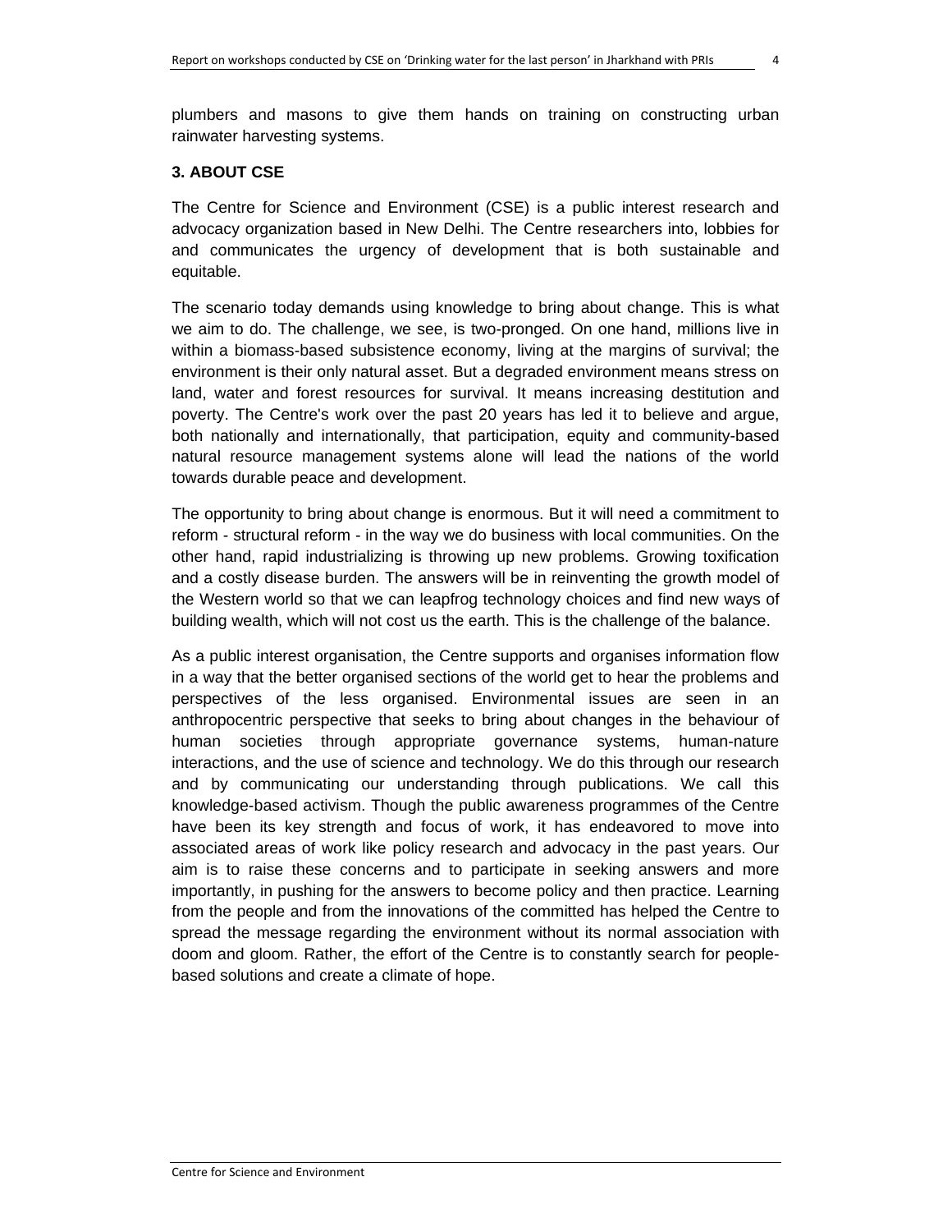plumbers and masons to give them hands on training on constructing urban rainwater harvesting systems.

### 3. ABOUT CSE

The Centre for Science and Environment (CSE) is a public interest research and advocacy organization based in New Delhi. The Centre researchers into, lobbies for and communicates the urgency of development that is both sustainable and equitable.

The scenario today demands using knowledge to bring about change. This is what we aim to do. The challenge, we see, is two-pronged. On one hand, millions live in within a biomass-based subsistence economy, living at the margins of survival; the environment is their only natural asset. But a degraded environment means stress on land, water and forest resources for survival. It means increasing destitution and poverty. The Centre's work over the past 20 years has led it to believe and argue, both nationally and internationally, that participation, equity and community-based natural resource management systems alone will lead the nations of the world towards durable peace and development.

The opportunity to bring about change is enormous. But it will need a commitment to reform - structural reform - in the way we do business with local communities. On the other hand, rapid industrializing is throwing up new problems. Growing toxification and a costly disease burden. The answers will be in reinventing the growth model of the Western world so that we can leapfrog technology choices and find new ways of building wealth, which will not cost us the earth. This is the challenge of the balance.

As a public interest organisation, the Centre supports and organises information flow in a way that the better organised sections of the world get to hear the problems and perspectives of the less organised. Environmental issues are seen in an anthropocentric perspective that seeks to bring about changes in the behaviour of human societies through appropriate governance systems, human-nature interactions, and the use of science and technology. We do this through our research and by communicating our understanding through publications. We call this knowledge-based activism. Though the public awareness programmes of the Centre have been its key strength and focus of work, it has endeavored to move into associated areas of work like policy research and advocacy in the past years. Our aim is to raise these concerns and to participate in seeking answers and more importantly, in pushing for the answers to become policy and then practice. Learning from the people and from the innovations of the committed has helped the Centre to spread the message regarding the environment without its normal association with doom and gloom. Rather, the effort of the Centre is to constantly search for people-based solutions and create a climate of hope.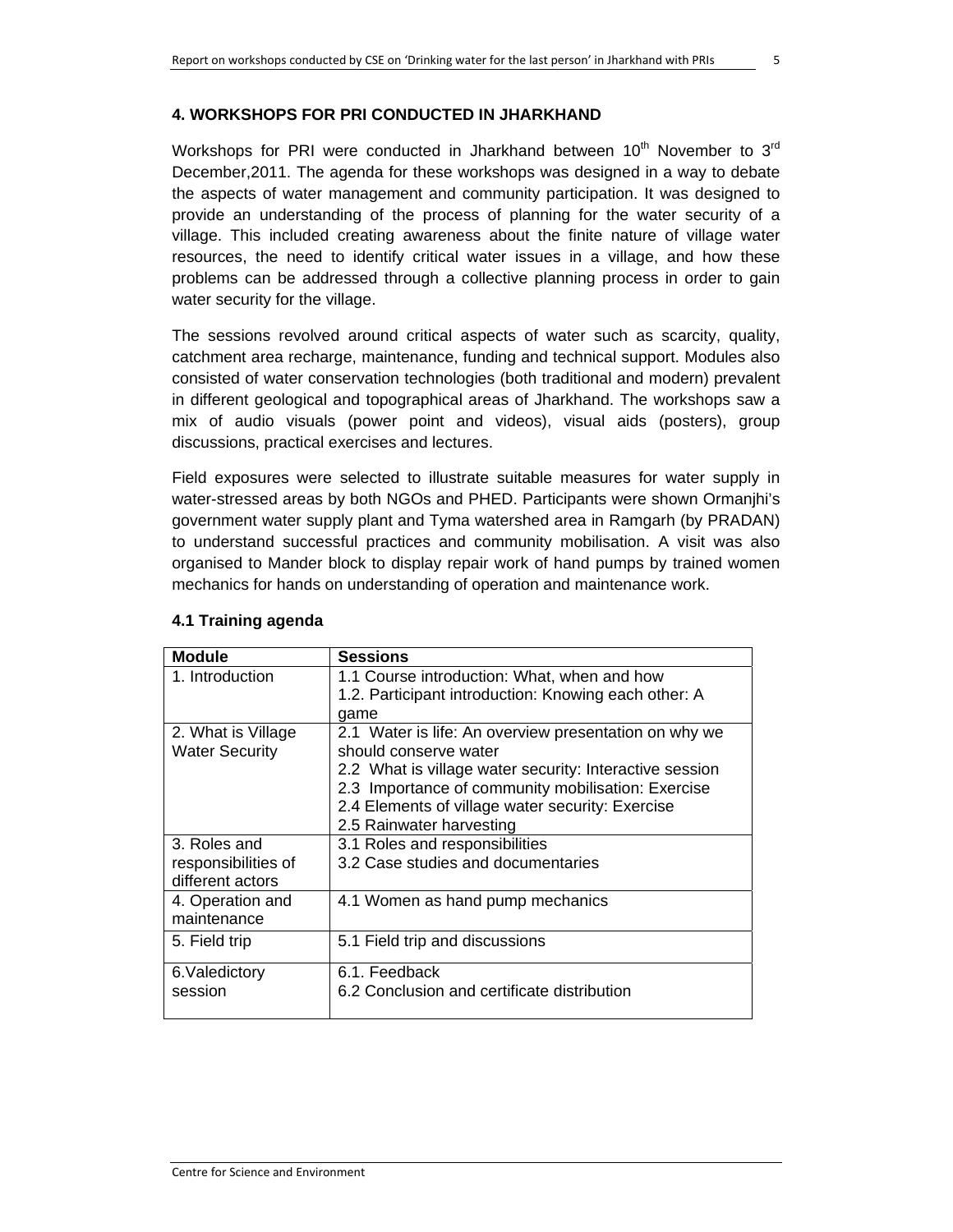## 4. WORKSHOPS FOR PRI CONDUCTED IN JHARKHAND

Workshops for PRI were conducted in Jharkhand between 10th November to 3rd December,2011. The agenda for these workshops was designed in a way to debate the aspects of water management and community participation. It was designed to provide an understanding of the process of planning for the water security of a village. This included creating awareness about the finite nature of village water resources, the need to identify critical water issues in a village, and how these problems can be addressed through a collective planning process in order to gain water security for the village.

The sessions revolved around critical aspects of water such as scarcity, quality, catchment area recharge, maintenance, funding and technical support. Modules also consisted of water conservation technologies (both traditional and modern) prevalent in different geological and topographical areas of Jharkhand. The workshops saw a mix of audio visuals (power point and videos), visual aids (posters), group discussions, practical exercises and lectures.

Field exposures were selected to illustrate suitable measures for water supply in water-stressed areas by both NGOs and PHED. Participants were shown Ormanjhi's government water supply plant and Tyma watershed area in Ramgarh (by PRADAN) to understand successful practices and community mobilisation. A visit was also organised to Mander block to display repair work of hand pumps by trained women mechanics for hands on understanding of operation and maintenance work.

### 4.1 Training agenda

| Module | Sessions |
|---|---|
| 1. Introduction | 1.1 Course introduction: What, when and how<br>1.2. Participant introduction: Knowing each other: A game |
| 2. What is Village Water Security | 2.1 Water is life: An overview presentation on why we should conserve water<br>2.2 What is village water security: Interactive session<br>2.3 Importance of community mobilisation: Exercise<br>2.4 Elements of village water security: Exercise<br>2.5 Rainwater harvesting |
| 3. Roles and responsibilities of different actors | 3.1 Roles and responsibilities<br>3.2 Case studies and documentaries |
| 4. Operation and maintenance | 4.1 Women as hand pump mechanics |
| 5. Field trip | 5.1 Field trip and discussions |
| 6.Valedictory session | 6.1. Feedback<br>6.2 Conclusion and certificate distribution |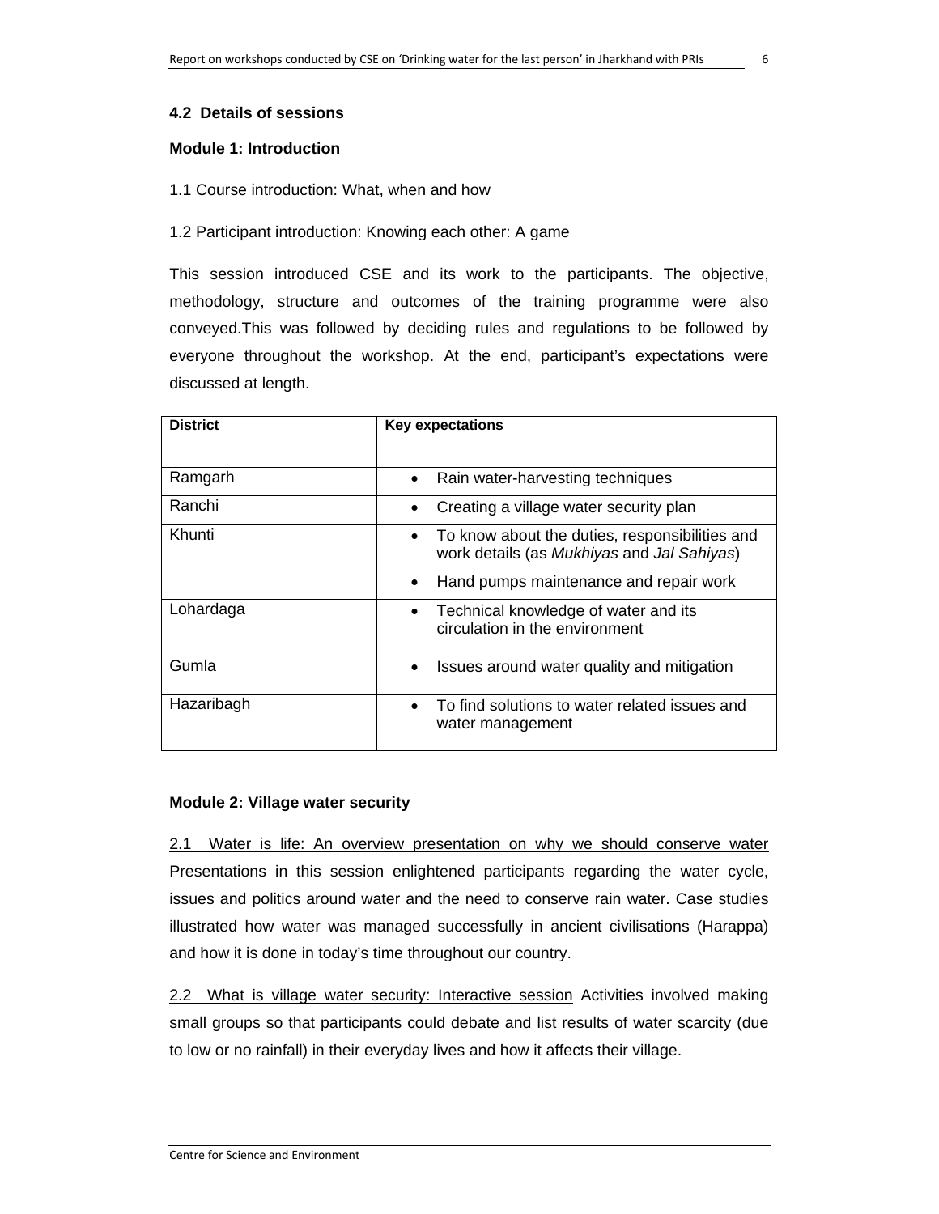### 4.2 Details of sessions

**Module 1: Introduction**

1.1 Course introduction: What, when and how

1.2 Participant introduction: Knowing each other: A game

This session introduced CSE and its work to the participants. The objective, methodology, structure and outcomes of the training programme were also conveyed.This was followed by deciding rules and regulations to be followed by everyone throughout the workshop. At the end, participant's expectations were discussed at length.

| District | Key expectations |
|---|---|
| Ramgarh | • Rain water-harvesting techniques |
| Ranchi | • Creating a village water security plan |
| Khunti | • To know about the duties, responsibilities and work details (as *Mukhiyas* and *Jal Sahiyas*)<br>• Hand pumps maintenance and repair work |
| Lohardaga | • Technical knowledge of water and its circulation in the environment |
| Gumla | • Issues around water quality and mitigation |
| Hazaribagh | • To find solutions to water related issues and water management |

**Module 2: Village water security**

<u>2.1 Water is life: An overview presentation on why we should conserve water</u> Presentations in this session enlightened participants regarding the water cycle, issues and politics around water and the need to conserve rain water. Case studies illustrated how water was managed successfully in ancient civilisations (Harappa) and how it is done in today's time throughout our country.

<u>2.2 What is village water security: Interactive session</u> Activities involved making small groups so that participants could debate and list results of water scarcity (due to low or no rainfall) in their everyday lives and how it affects their village.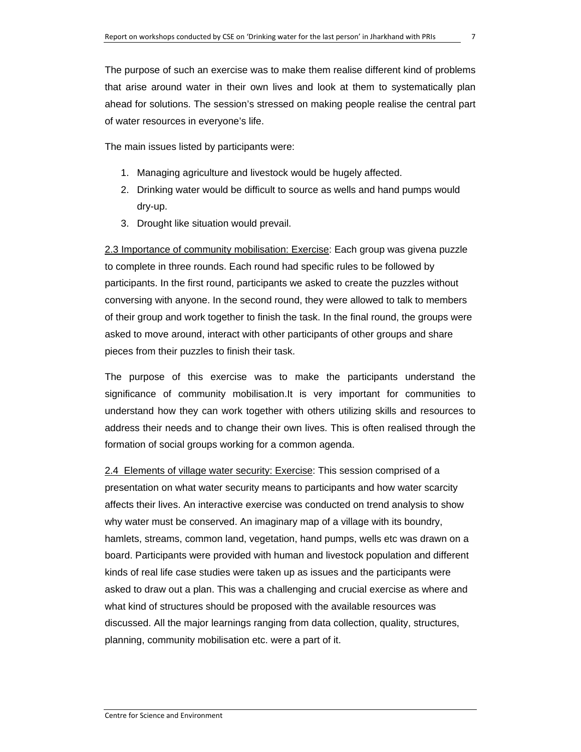The purpose of such an exercise was to make them realise different kind of problems that arise around water in their own lives and look at them to systematically plan ahead for solutions. The session's stressed on making people realise the central part of water resources in everyone's life.

The main issues listed by participants were:

1. Managing agriculture and livestock would be hugely affected.
2. Drinking water would be difficult to source as wells and hand pumps would dry-up.
3. Drought like situation would prevail.

<u>2.3 Importance of community mobilisation: Exercise</u>: Each group was givena puzzle to complete in three rounds. Each round had specific rules to be followed by participants. In the first round, participants we asked to create the puzzles without conversing with anyone. In the second round, they were allowed to talk to members of their group and work together to finish the task. In the final round, the groups were asked to move around, interact with other participants of other groups and share pieces from their puzzles to finish their task.

The purpose of this exercise was to make the participants understand the significance of community mobilisation.It is very important for communities to understand how they can work together with others utilizing skills and resources to address their needs and to change their own lives. This is often realised through the formation of social groups working for a common agenda.

<u>2.4 Elements of village water security: Exercise</u>: This session comprised of a presentation on what water security means to participants and how water scarcity affects their lives. An interactive exercise was conducted on trend analysis to show why water must be conserved. An imaginary map of a village with its boundry, hamlets, streams, common land, vegetation, hand pumps, wells etc was drawn on a board. Participants were provided with human and livestock population and different kinds of real life case studies were taken up as issues and the participants were asked to draw out a plan. This was a challenging and crucial exercise as where and what kind of structures should be proposed with the available resources was discussed. All the major learnings ranging from data collection, quality, structures, planning, community mobilisation etc. were a part of it.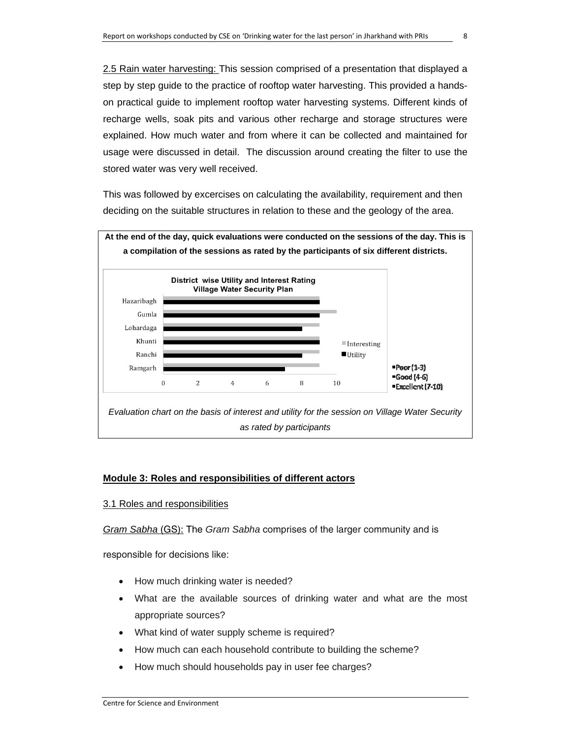2.5 Rain water harvesting: This session comprised of a presentation that displayed a step by step guide to the practice of rooftop water harvesting. This provided a hands-on practical guide to implement rooftop water harvesting systems. Different kinds of recharge wells, soak pits and various other recharge and storage structures were explained. How much water and from where it can be collected and maintained for usage were discussed in detail. The discussion around creating the filter to use the stored water was very well received.

This was followed by excercises on calculating the availability, requirement and then deciding on the suitable structures in relation to these and the geology of the area.

**At the end of the day, quick evaluations were conducted on the sessions of the day. This is a compilation of the sessions as rated by the participants of six different districts.**

**District wise Utility and Interest Rating Village Water Security Plan**

| District | Interesting | Utility |
|---|---|---|
| Hazaribagh | 9 | 9 |
| Gumla | 10 | 9 |
| Lohardaga | 9 | 8 |
| Khunti | 9 | 9 |
| Ranchi | 9 | 8 |
| Ramgarh | 9 | 7 |

- Poor (1-3)
- Good (4-6)
- Excellent (7-10)

*Evaluation chart on the basis of interest and utility for the session on Village Water Security as rated by participants*

## Module 3: Roles and responsibilities of different actors

### 3.1 Roles and responsibilities

*Gram Sabha* (GS): The *Gram Sabha* comprises of the larger community and is responsible for decisions like:

- How much drinking water is needed?
- What are the available sources of drinking water and what are the most appropriate sources?
- What kind of water supply scheme is required?
- How much can each household contribute to building the scheme?
- How much should households pay in user fee charges?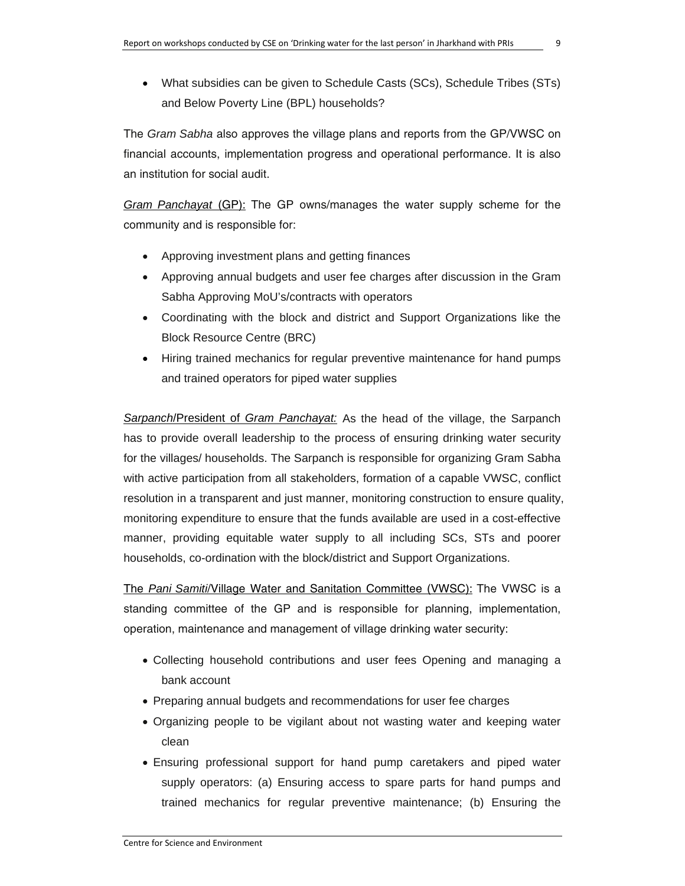- What subsidies can be given to Schedule Casts (SCs), Schedule Tribes (STs) and Below Poverty Line (BPL) households?

The *Gram Sabha* also approves the village plans and reports from the GP/VWSC on financial accounts, implementation progress and operational performance. It is also an institution for social audit.

*Gram Panchayat* (GP): The GP owns/manages the water supply scheme for the community and is responsible for:

- Approving investment plans and getting finances
- Approving annual budgets and user fee charges after discussion in the Gram Sabha Approving MoU's/contracts with operators
- Coordinating with the block and district and Support Organizations like the Block Resource Centre (BRC)
- Hiring trained mechanics for regular preventive maintenance for hand pumps and trained operators for piped water supplies

*Sarpanch*/President of *Gram Panchayat:* As the head of the village, the Sarpanch has to provide overall leadership to the process of ensuring drinking water security for the villages/ households. The Sarpanch is responsible for organizing Gram Sabha with active participation from all stakeholders, formation of a capable VWSC, conflict resolution in a transparent and just manner, monitoring construction to ensure quality, monitoring expenditure to ensure that the funds available are used in a cost-effective manner, providing equitable water supply to all including SCs, STs and poorer households, co-ordination with the block/district and Support Organizations.

The *Pani Samiti*/Village Water and Sanitation Committee (VWSC): The VWSC is a standing committee of the GP and is responsible for planning, implementation, operation, maintenance and management of village drinking water security:

- Collecting household contributions and user fees Opening and managing a bank account
- Preparing annual budgets and recommendations for user fee charges
- Organizing people to be vigilant about not wasting water and keeping water clean
- Ensuring professional support for hand pump caretakers and piped water supply operators: (a) Ensuring access to spare parts for hand pumps and trained mechanics for regular preventive maintenance; (b) Ensuring the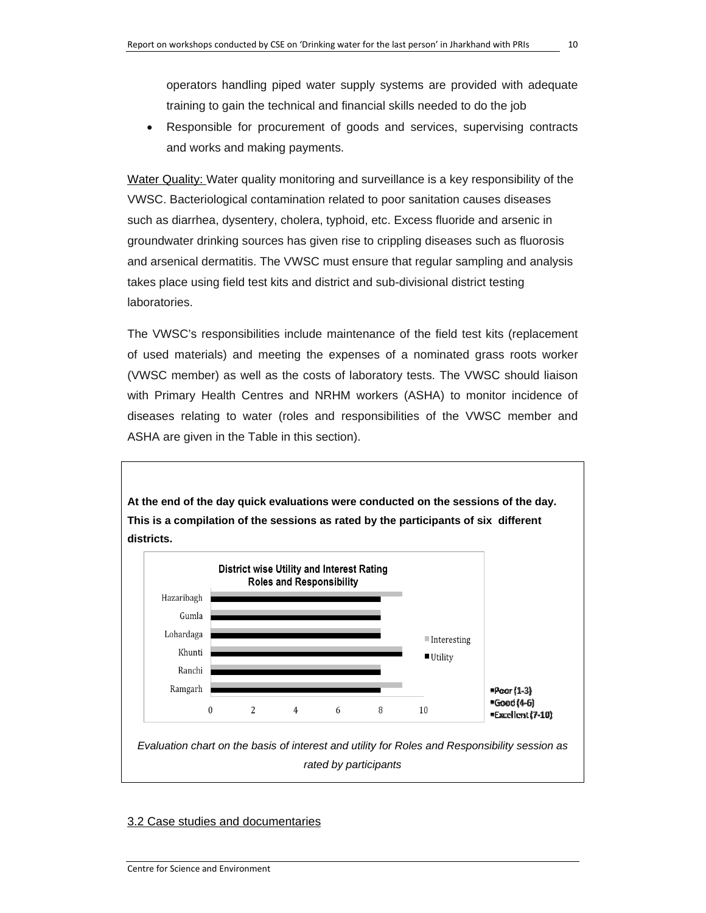operators handling piped water supply systems are provided with adequate training to gain the technical and financial skills needed to do the job

- Responsible for procurement of goods and services, supervising contracts and works and making payments.

Water Quality: Water quality monitoring and surveillance is a key responsibility of the VWSC. Bacteriological contamination related to poor sanitation causes diseases such as diarrhea, dysentery, cholera, typhoid, etc. Excess fluoride and arsenic in groundwater drinking sources has given rise to crippling diseases such as fluorosis and arsenical dermatitis. The VWSC must ensure that regular sampling and analysis takes place using field test kits and district and sub-divisional district testing laboratories.

The VWSC's responsibilities include maintenance of the field test kits (replacement of used materials) and meeting the expenses of a nominated grass roots worker (VWSC member) as well as the costs of laboratory tests. The VWSC should liaison with Primary Health Centres and NRHM workers (ASHA) to monitor incidence of diseases relating to water (roles and responsibilities of the VWSC member and ASHA are given in the Table in this section).

**At the end of the day quick evaluations were conducted on the sessions of the day. This is a compilation of the sessions as rated by the participants of six different districts.**

**District wise Utility and Interest Rating Roles and Responsibility**

| District | Interesting | Utility |
|---|---|---|
| Hazaribagh | 9 | 8 |
| Gumla | 8 | 8 |
| Lohardaga | 8 | 8 |
| Khunti | 9 | 9 |
| Ranchi | 8 | 8 |
| Ramgarh | 9 | 8 |

Poor (1-3)
Good (4-6)
Excellent (7-10)

*Evaluation chart on the basis of interest and utility for Roles and Responsibility session as rated by participants*

## 3.2 Case studies and documentaries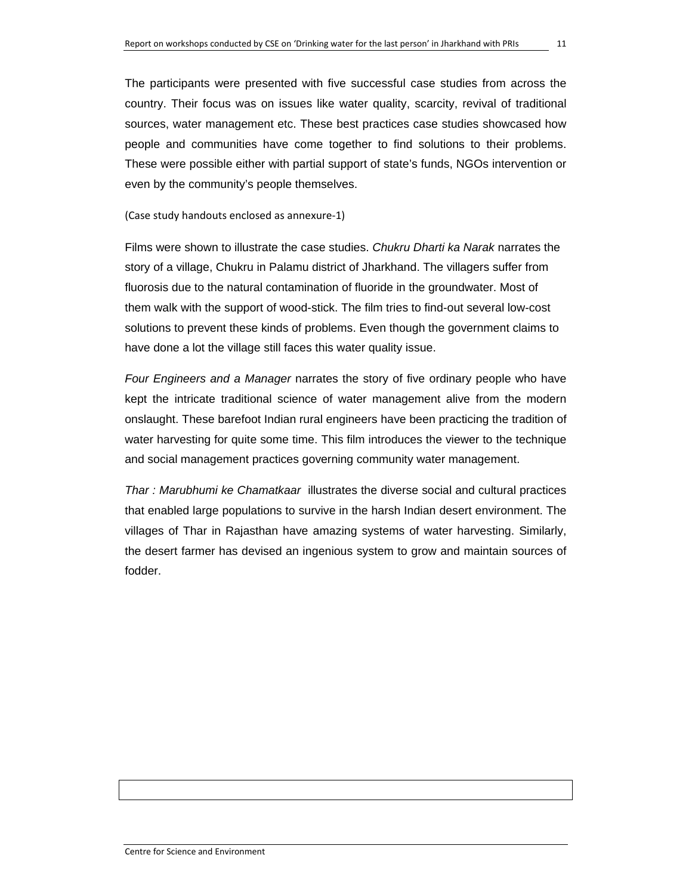The participants were presented with five successful case studies from across the country. Their focus was on issues like water quality, scarcity, revival of traditional sources, water management etc. These best practices case studies showcased how people and communities have come together to find solutions to their problems. These were possible either with partial support of state's funds, NGOs intervention or even by the community's people themselves.

(Case study handouts enclosed as annexure-1)

Films were shown to illustrate the case studies. *Chukru Dharti ka Narak* narrates the story of a village, Chukru in Palamu district of Jharkhand. The villagers suffer from fluorosis due to the natural contamination of fluoride in the groundwater. Most of them walk with the support of wood-stick. The film tries to find-out several low-cost solutions to prevent these kinds of problems. Even though the government claims to have done a lot the village still faces this water quality issue.

*Four Engineers and a Manager* narrates the story of five ordinary people who have kept the intricate traditional science of water management alive from the modern onslaught. These barefoot Indian rural engineers have been practicing the tradition of water harvesting for quite some time. This film introduces the viewer to the technique and social management practices governing community water management.

*Thar : Marubhumi ke Chamatkaar* illustrates the diverse social and cultural practices that enabled large populations to survive in the harsh Indian desert environment. The villages of Thar in Rajasthan have amazing systems of water harvesting. Similarly, the desert farmer has devised an ingenious system to grow and maintain sources of fodder.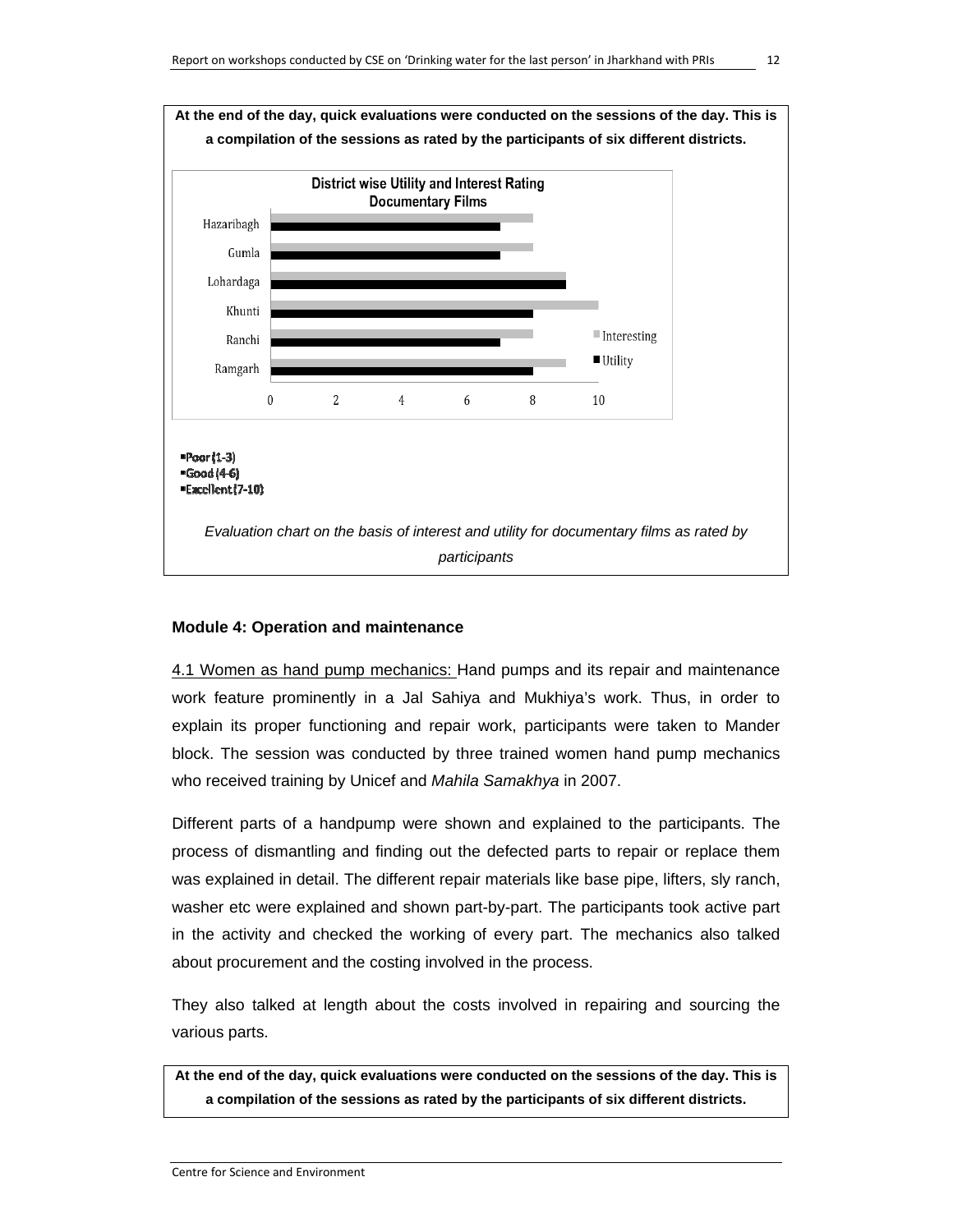**At the end of the day, quick evaluations were conducted on the sessions of the day. This is a compilation of the sessions as rated by the participants of six different districts.**

**District wise Utility and Interest Rating Documentary Films**

| District | Interesting | Utility |
|---|---|---|
| Hazaribagh | 8 | 7 |
| Gumla | 8 | 7 |
| Lohardaga | 9 | 9 |
| Khunti | 10 | 8 |
| Ranchi | 8 | 7 |
| Ramgarh | 9 | 8 |

- Poor (1-3)
- Good (4-6)
- Excellent (7-10)

*Evaluation chart on the basis of interest and utility for documentary films as rated by participants*

**Module 4: Operation and maintenance**

4.1 Women as hand pump mechanics: Hand pumps and its repair and maintenance work feature prominently in a Jal Sahiya and Mukhiya's work. Thus, in order to explain its proper functioning and repair work, participants were taken to Mander block. The session was conducted by three trained women hand pump mechanics who received training by Unicef and *Mahila Samakhya* in 2007.

Different parts of a handpump were shown and explained to the participants. The process of dismantling and finding out the defected parts to repair or replace them was explained in detail. The different repair materials like base pipe, lifters, sly ranch, washer etc were explained and shown part-by-part. The participants took active part in the activity and checked the working of every part. The mechanics also talked about procurement and the costing involved in the process.

They also talked at length about the costs involved in repairing and sourcing the various parts.

**At the end of the day, quick evaluations were conducted on the sessions of the day. This is a compilation of the sessions as rated by the participants of six different districts.**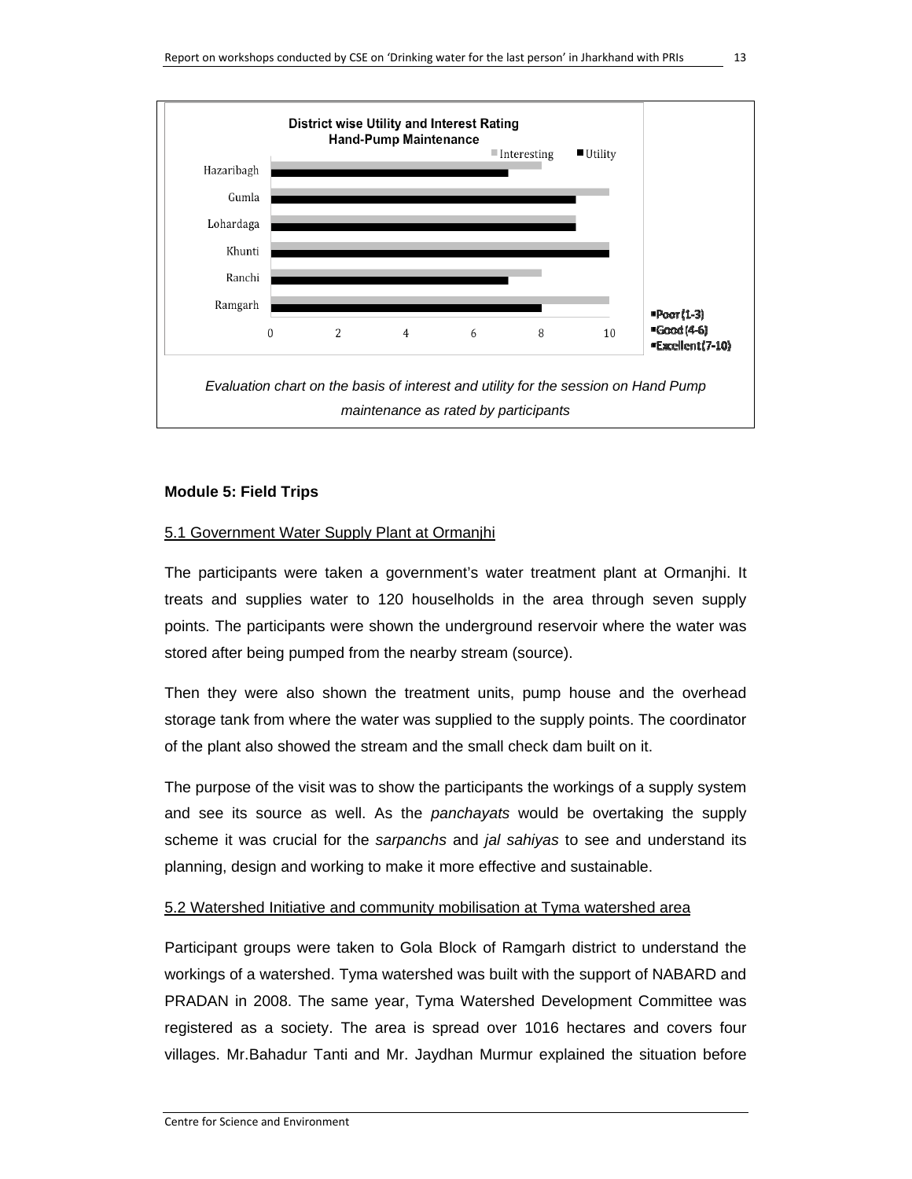**District wise Utility and Interest Rating**
**Hand-Pump Maintenance**

| District | Interesting | Utility |
|---|---|---|
| Hazaribagh | 8 | 7 |
| Gumla | 10 | 9 |
| Lohardaga | 9 | 9 |
| Khunti | 10 | 10 |
| Ranchi | 8 | 7 |
| Ramgarh | 10 | 8 |

- Poor (1-3)
- Good (4-6)
- Excellent (7-10)

*Evaluation chart on the basis of interest and utility for the session on Hand Pump maintenance as rated by participants*

**Module 5: Field Trips**

5.1 Government Water Supply Plant at Ormanjhi

The participants were taken a government's water treatment plant at Ormanjhi. It treats and supplies water to 120 houselholds in the area through seven supply points. The participants were shown the underground reservoir where the water was stored after being pumped from the nearby stream (source).

Then they were also shown the treatment units, pump house and the overhead storage tank from where the water was supplied to the supply points. The coordinator of the plant also showed the stream and the small check dam built on it.

The purpose of the visit was to show the participants the workings of a supply system and see its source as well. As the *panchayats* would be overtaking the supply scheme it was crucial for the *sarpanchs* and *jal sahiyas* to see and understand its planning, design and working to make it more effective and sustainable.

5.2 Watershed Initiative and community mobilisation at Tyma watershed area

Participant groups were taken to Gola Block of Ramgarh district to understand the workings of a watershed. Tyma watershed was built with the support of NABARD and PRADAN in 2008. The same year, Tyma Watershed Development Committee was registered as a society. The area is spread over 1016 hectares and covers four villages. Mr.Bahadur Tanti and Mr. Jaydhan Murmur explained the situation before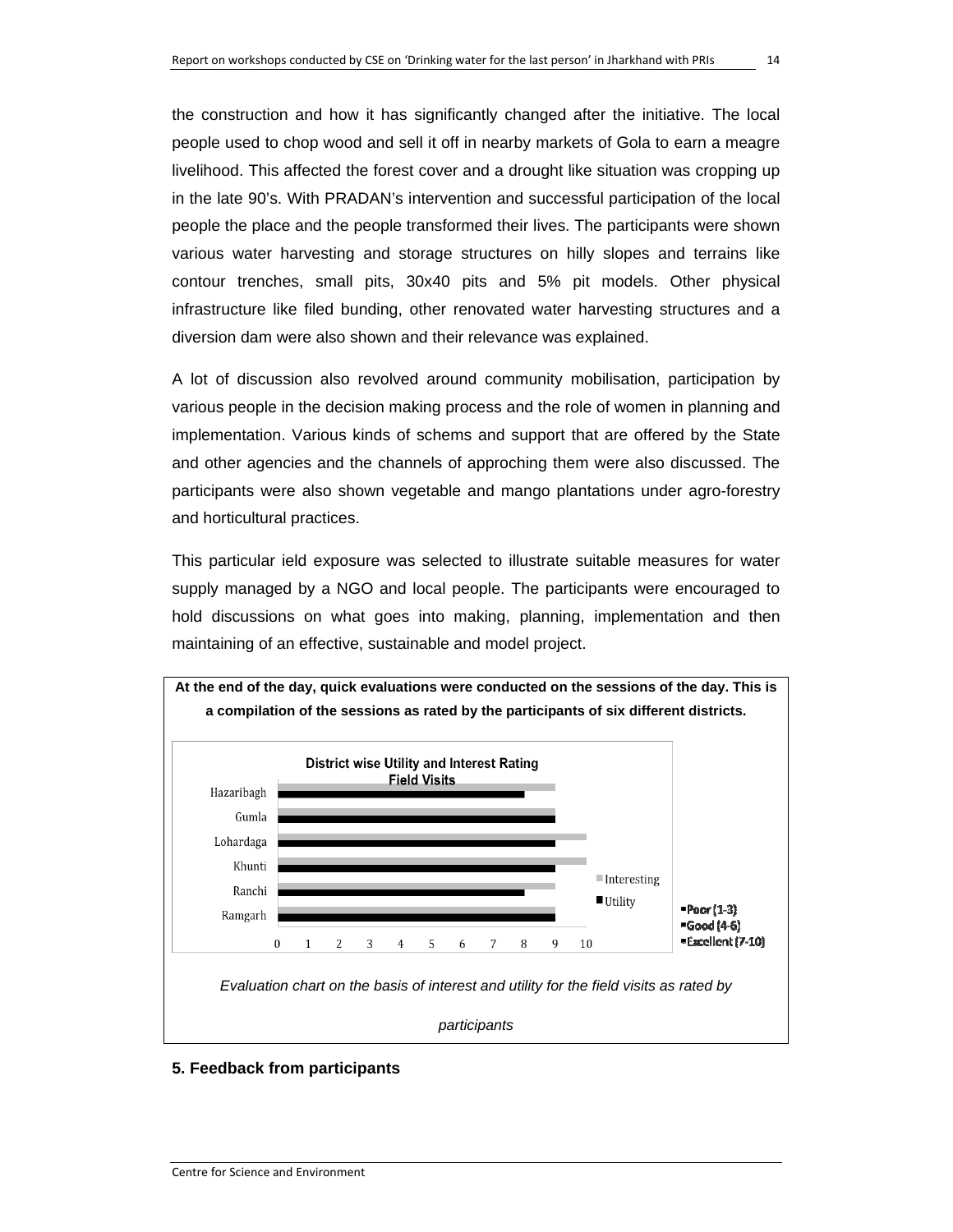the construction and how it has significantly changed after the initiative. The local people used to chop wood and sell it off in nearby markets of Gola to earn a meagre livelihood. This affected the forest cover and a drought like situation was cropping up in the late 90's. With PRADAN's intervention and successful participation of the local people the place and the people transformed their lives. The participants were shown various water harvesting and storage structures on hilly slopes and terrains like contour trenches, small pits, 30x40 pits and 5% pit models. Other physical infrastructure like filed bunding, other renovated water harvesting structures and a diversion dam were also shown and their relevance was explained.

A lot of discussion also revolved around community mobilisation, participation by various people in the decision making process and the role of women in planning and implementation. Various kinds of schems and support that are offered by the State and other agencies and the channels of approching them were also discussed. The participants were also shown vegetable and mango plantations under agro-forestry and horticultural practices.

This particular ield exposure was selected to illustrate suitable measures for water supply managed by a NGO and local people. The participants were encouraged to hold discussions on what goes into making, planning, implementation and then maintaining of an effective, sustainable and model project.

**At the end of the day, quick evaluations were conducted on the sessions of the day. This is a compilation of the sessions as rated by the participants of six different districts.**

**District wise Utility and Interest Rating Field Visits**

| District | Interesting | Utility |
|---|---|---|
| Hazaribagh | 9 | 8 |
| Gumla | 9 | 9 |
| Lohardaga | 10 | 9 |
| Khunti | 10 | 9 |
| Ranchi | 9 | 8 |
| Ramgarh | 9 | 9 |

Poor (1-3)
Good (4-6)
Excellent (7-10)

*Evaluation chart on the basis of interest and utility for the field visits as rated by participants*

**5. Feedback from participants**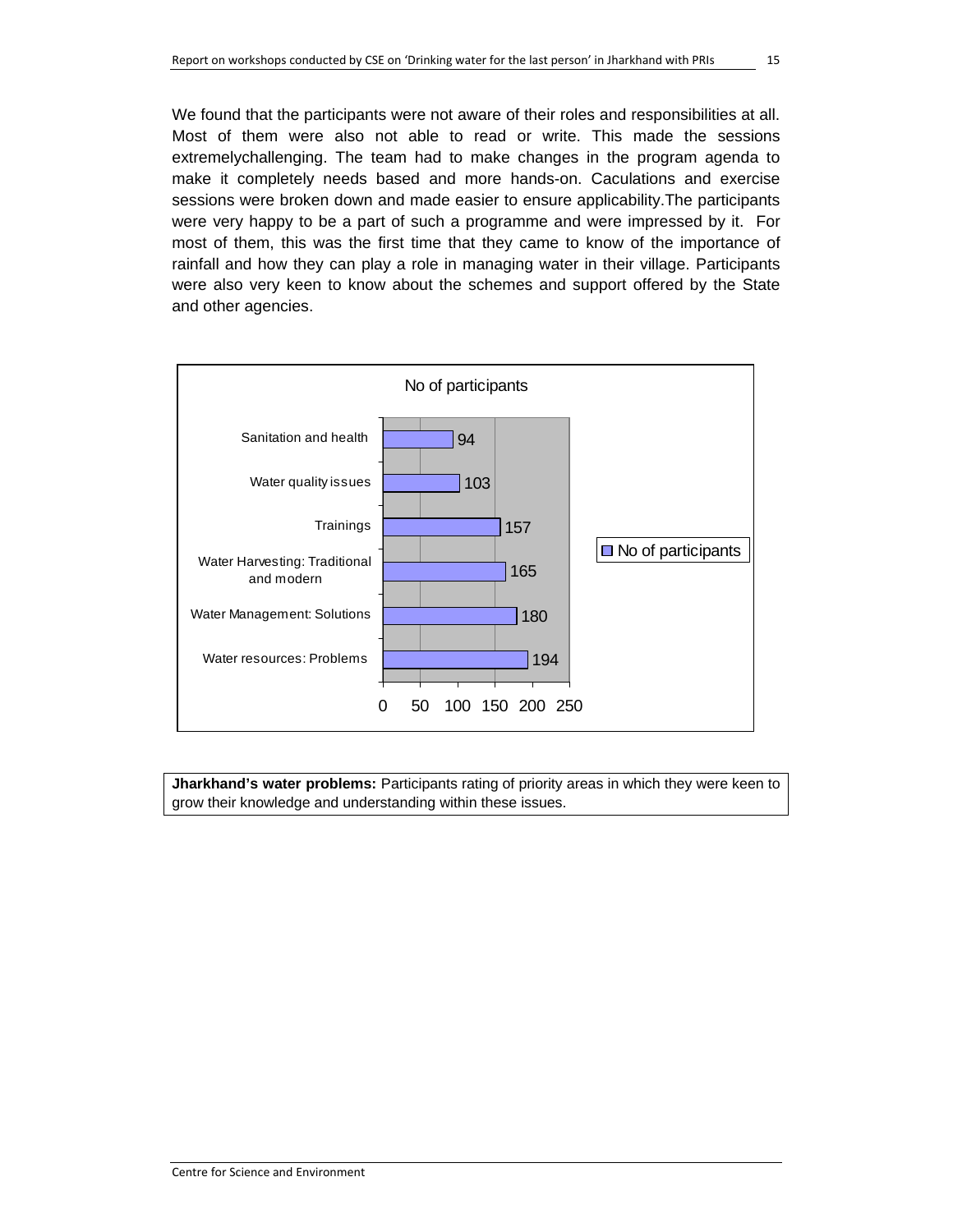We found that the participants were not aware of their roles and responsibilities at all. Most of them were also not able to read or write. This made the sessions extremelychallenging. The team had to make changes in the program agenda to make it completely needs based and more hands-on. Caculations and exercise sessions were broken down and made easier to ensure applicability.The participants were very happy to be a part of such a programme and were impressed by it. For most of them, this was the first time that they came to know of the importance of rainfall and how they can play a role in managing water in their village. Participants were also very keen to know about the schemes and support offered by the State and other agencies.

No of participants

| Topic | No of participants |
|---|---|
| Sanitation and health | 94 |
| Water quality issues | 103 |
| Trainings | 157 |
| Water Harvesting: Traditional and modern | 165 |
| Water Management: Solutions | 180 |
| Water resources: Problems | 194 |

**Jharkhand's water problems:** Participants rating of priority areas in which they were keen to grow their knowledge and understanding within these issues.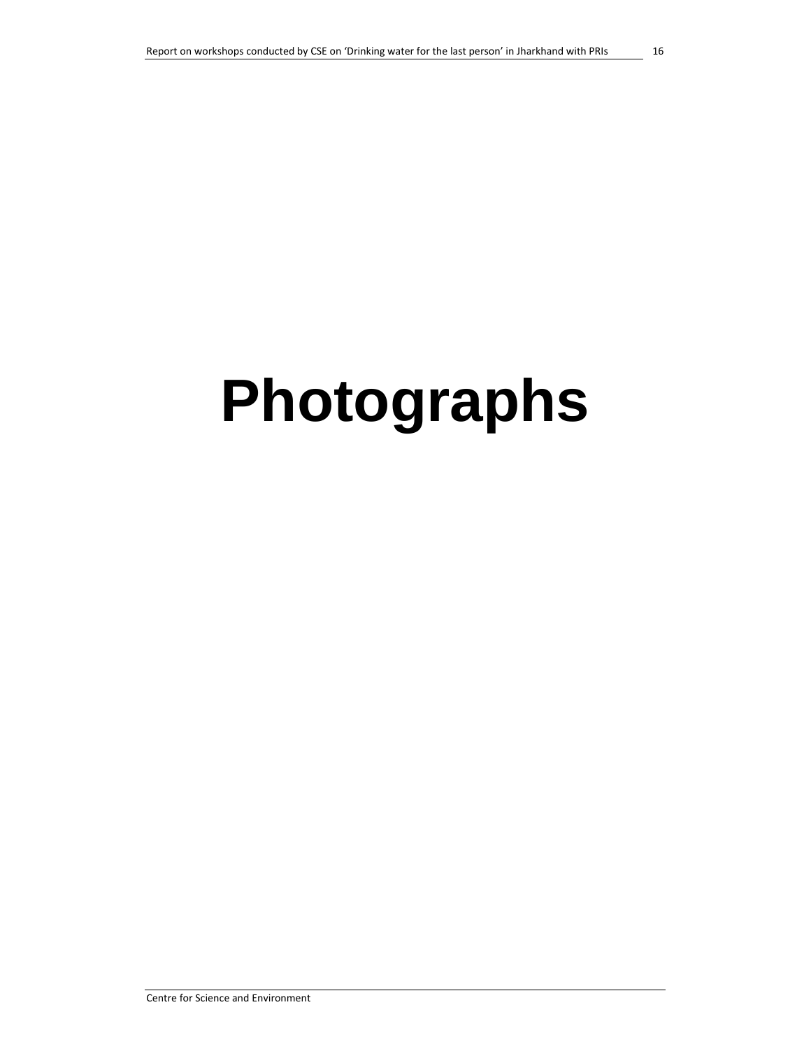# Photographs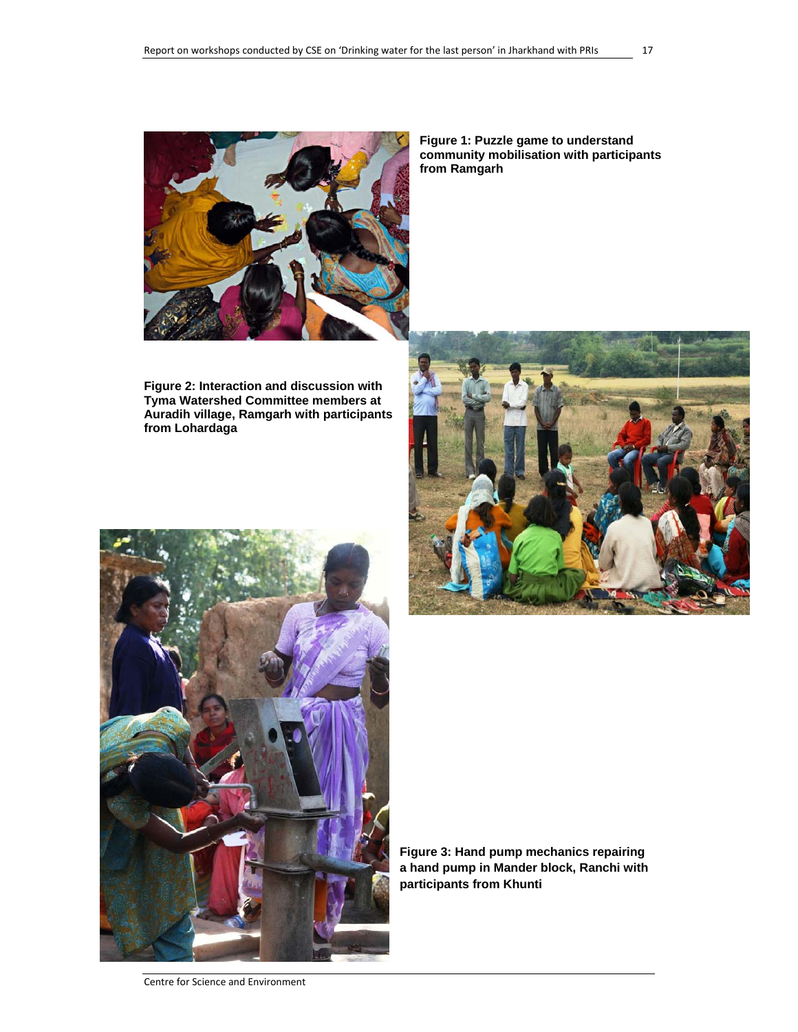**Figure 1: Puzzle game to understand community mobilisation with participants from Ramgarh**

**Figure 2: Interaction and discussion with Tyma Watershed Committee members at Auradih village, Ramgarh with participants from Lohardaga**

**Figure 3: Hand pump mechanics repairing a hand pump in Mander block, Ranchi with participants from Khunti**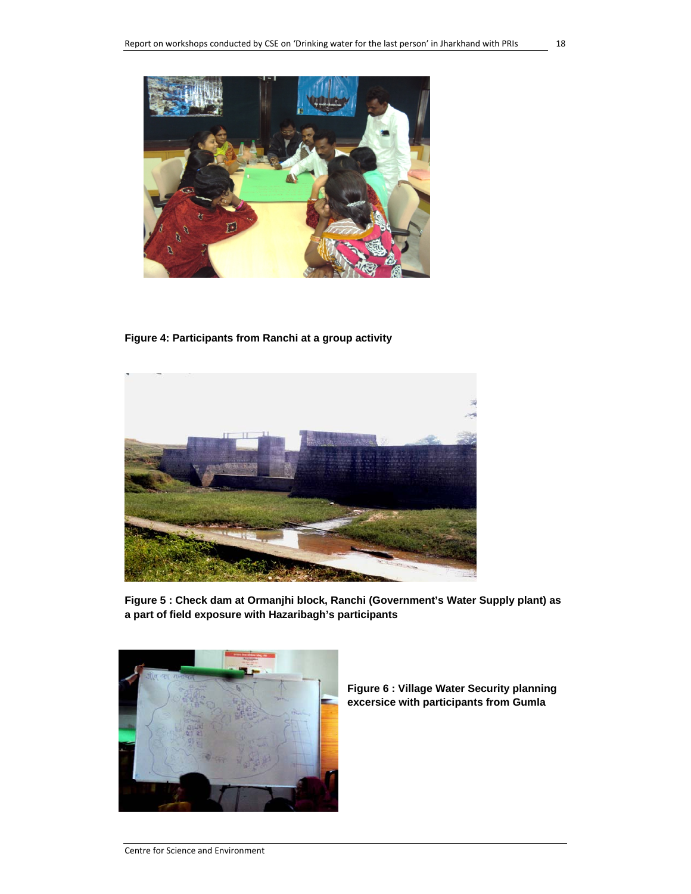**Figure 4: Participants from Ranchi at a group activity**

**Figure 5 : Check dam at Ormanjhi block, Ranchi (Government's Water Supply plant) as a part of field exposure with Hazaribagh's participants**

**Figure 6 : Village Water Security planning excersice with participants from Gumla**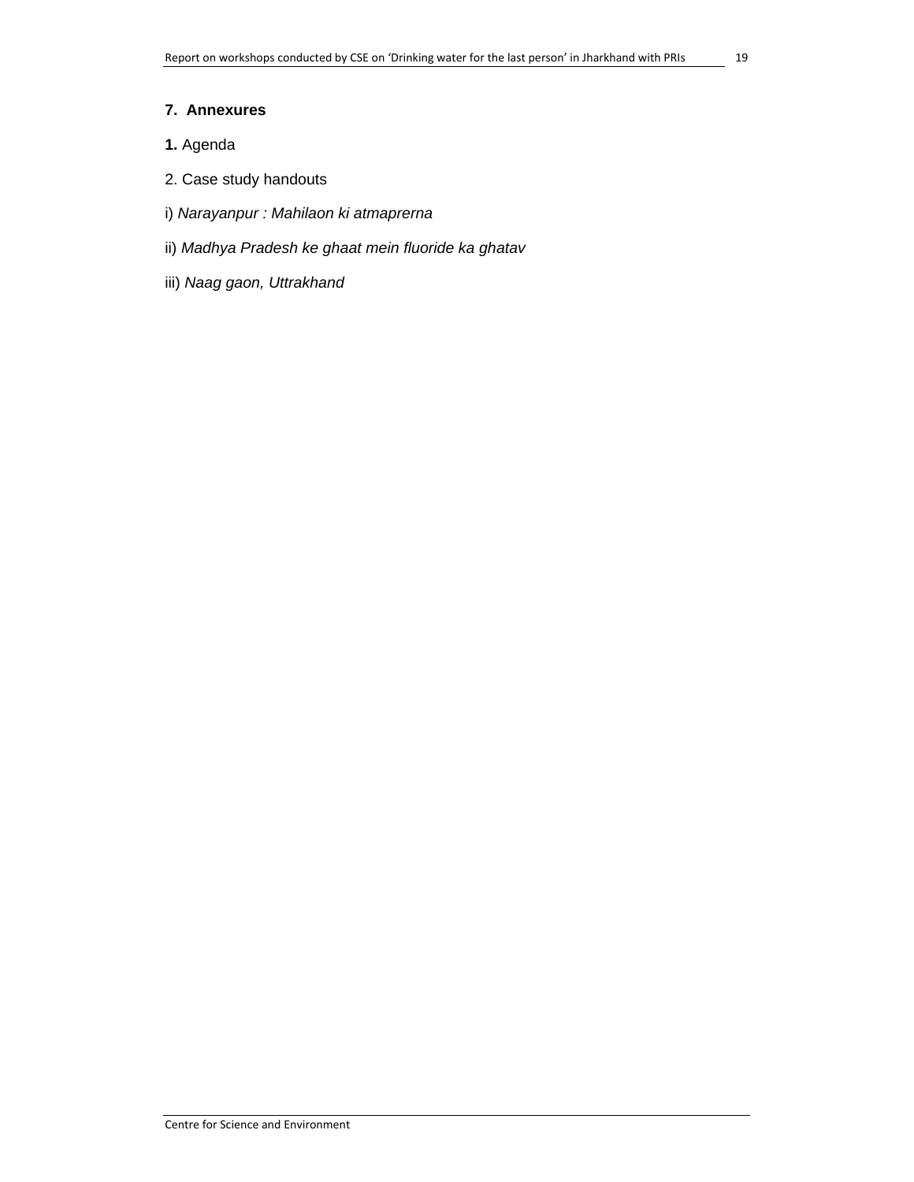## 7. Annexures

**1.** Agenda

2. Case study handouts

i) *Narayanpur : Mahilaon ki atmaprerna*

ii) *Madhya Pradesh ke ghaat mein fluoride ka ghatav*

iii) *Naag gaon, Uttrakhand*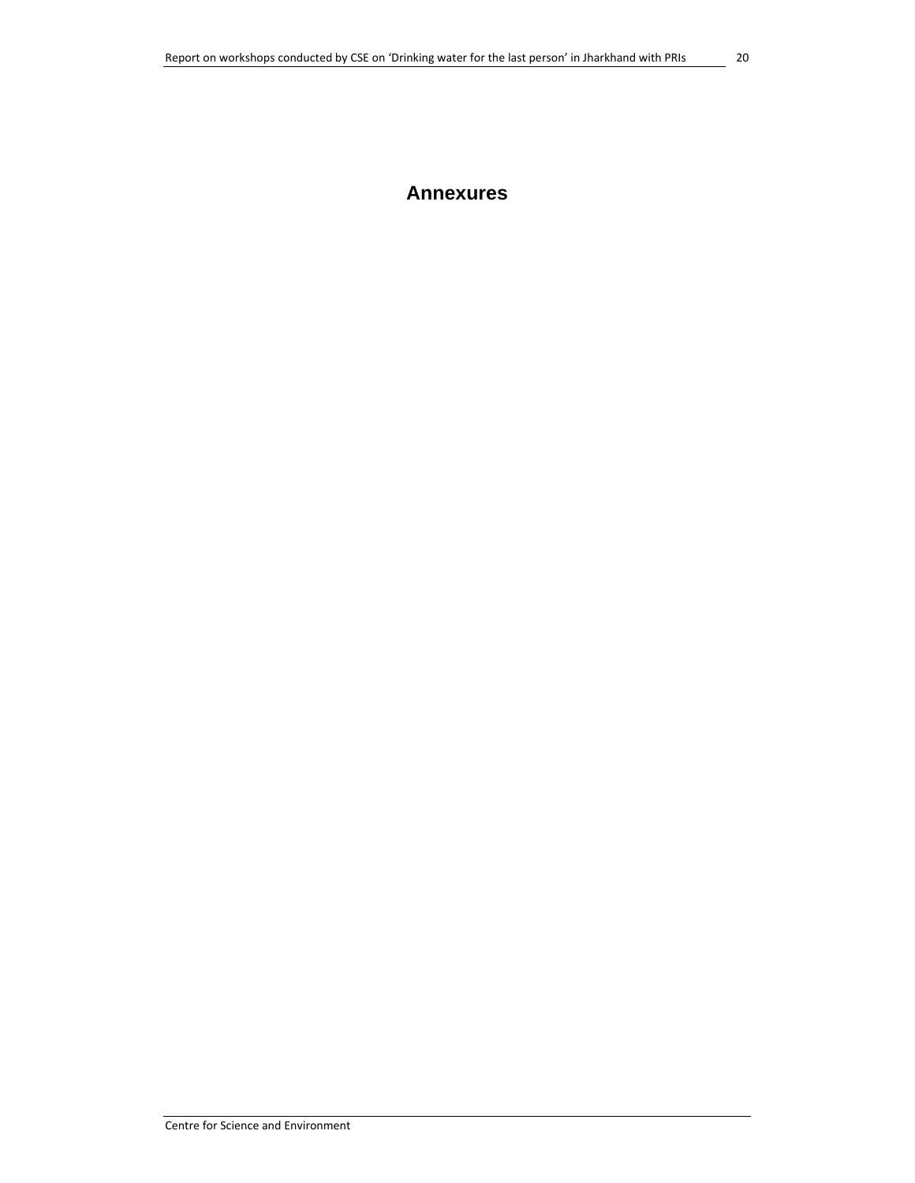# Annexures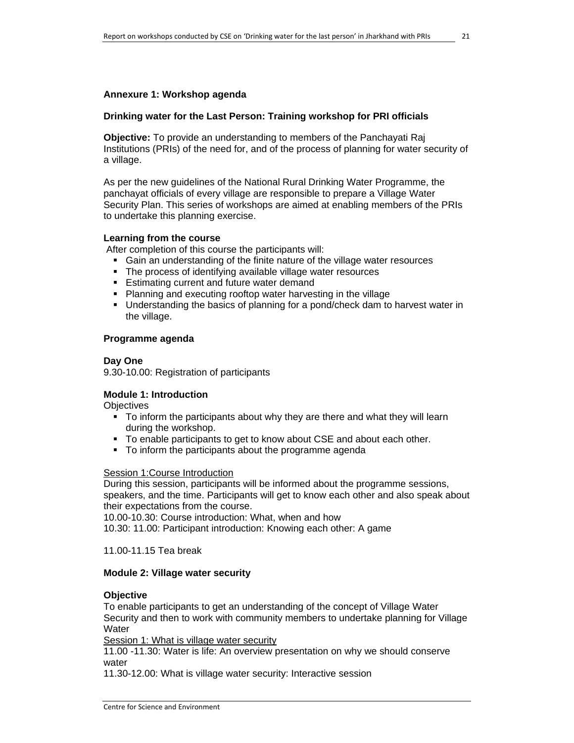**Annexure 1: Workshop agenda**

**Drinking water for the Last Person: Training workshop for PRI officials**

**Objective:** To provide an understanding to members of the Panchayati Raj Institutions (PRIs) of the need for, and of the process of planning for water security of a village.

As per the new guidelines of the National Rural Drinking Water Programme, the panchayat officials of every village are responsible to prepare a Village Water Security Plan. This series of workshops are aimed at enabling members of the PRIs to undertake this planning exercise.

**Learning from the course**

After completion of this course the participants will:

- Gain an understanding of the finite nature of the village water resources
- The process of identifying available village water resources
- Estimating current and future water demand
- Planning and executing rooftop water harvesting in the village
- Understanding the basics of planning for a pond/check dam to harvest water in the village.

**Programme agenda**

**Day One**

9.30-10.00: Registration of participants

**Module 1: Introduction**

Objectives

- To inform the participants about why they are there and what they will learn during the workshop.
- To enable participants to get to know about CSE and about each other.
- To inform the participants about the programme agenda

Session 1:Course Introduction

During this session, participants will be informed about the programme sessions, speakers, and the time. Participants will get to know each other and also speak about their expectations from the course.

10.00-10.30: Course introduction: What, when and how

10.30: 11.00: Participant introduction: Knowing each other: A game

11.00-11.15 Tea break

**Module 2: Village water security**

**Objective**

To enable participants to get an understanding of the concept of Village Water Security and then to work with community members to undertake planning for Village Water

Session 1: What is village water security

11.00 -11.30: Water is life: An overview presentation on why we should conserve water

11.30-12.00: What is village water security: Interactive session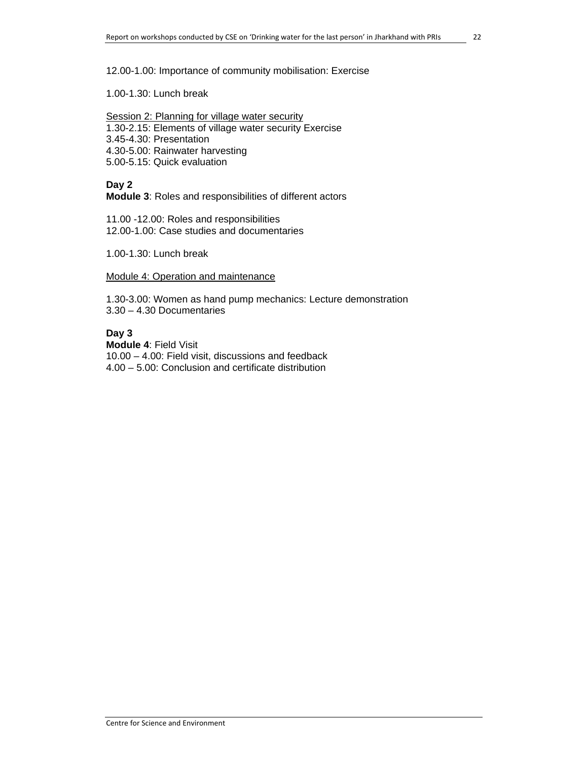12.00-1.00: Importance of community mobilisation: Exercise

1.00-1.30: Lunch break

Session 2: Planning for village water security
1.30-2.15: Elements of village water security Exercise
3.45-4.30: Presentation
4.30-5.00: Rainwater harvesting
5.00-5.15: Quick evaluation

**Day 2**
**Module 3**: Roles and responsibilities of different actors

11.00 -12.00: Roles and responsibilities
12.00-1.00: Case studies and documentaries

1.00-1.30: Lunch break

Module 4: Operation and maintenance

1.30-3.00: Women as hand pump mechanics: Lecture demonstration
3.30 – 4.30 Documentaries

**Day 3**
**Module 4**: Field Visit
10.00 – 4.00: Field visit, discussions and feedback
4.00 – 5.00: Conclusion and certificate distribution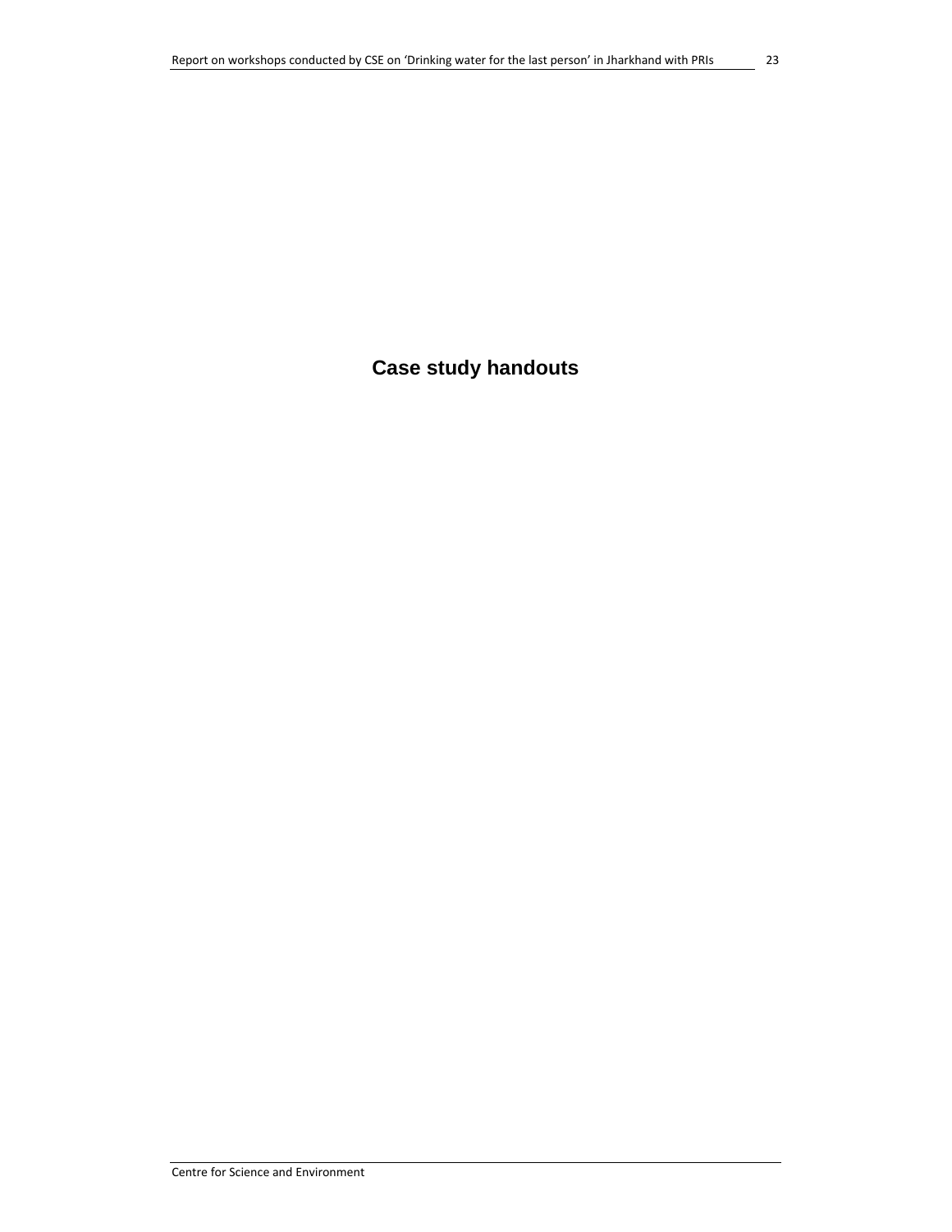# Case study handouts